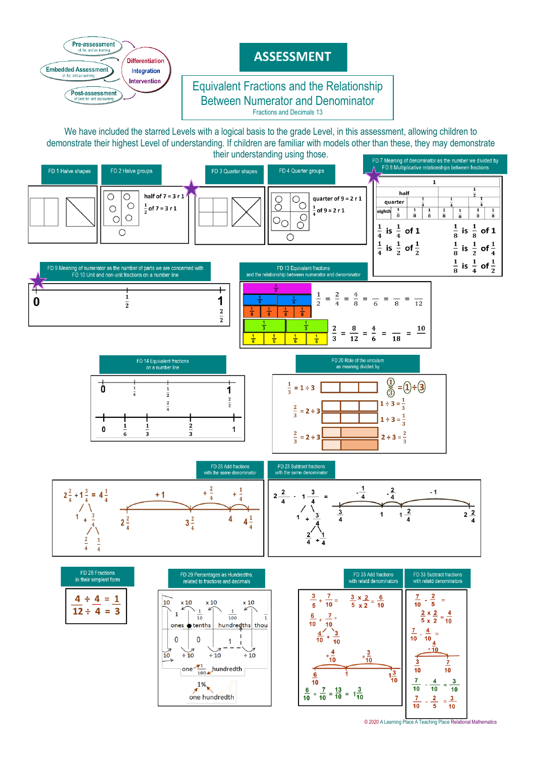Pre-assessment
of, for, and as learning

Embedded Assessment
of, for, and as learning

Post-assessment
of (and for, and as) learning

Differentiation
Integration
Intervention

# ASSESSMENT

## Equivalent Fractions and the Relationship Between Numerator and Denominator

Fractions and Decimals 13

We have included the starred Levels with a logical basis to the grade Level, in this assessment, allowing children to demonstrate their highest Level of understanding. If children are familiar with models other than these, they may demonstrate their understanding using those.

**FD 1 Halve shapes**

**FD 2 Halve groups**

half of 7 = 3 r 1

$\frac{1}{2}$ of 7 = 3 r 1

**FD 3 Quarter shapes**

**FD 4 Quarter groups**

quarter of 9 = 2 r 1

$\frac{1}{4}$ of 9 = 2 r 1

**FD 7 Meaning of denominator as the number we divided by**
**FD 8 Multiplicative relationships between fractions**

1

half: $\frac{1}{2}$

quarter: $\frac{1}{4}$ $\frac{1}{4}$ $\frac{1}{4}$ $\frac{1}{4}$

eighth: $\frac{1}{8}$ $\frac{1}{8}$ $\frac{1}{8}$ $\frac{1}{8}$ $\frac{1}{8}$ $\frac{1}{8}$ $\frac{1}{8}$ $\frac{1}{8}$

$\frac{1}{4}$ is $\frac{1}{4}$ of 1

$\frac{1}{4}$ is $\frac{1}{2}$ of $\frac{1}{2}$

$\frac{1}{8}$ is $\frac{1}{8}$ of 1

$\frac{1}{8}$ is $\frac{1}{2}$ of $\frac{1}{4}$

$\frac{1}{8}$ is $\frac{1}{4}$ of $\frac{1}{2}$

**FD 9 Meaning of numerator as the number of parts we are concerned with**
**FD 10 Unit and non-unit fractions on a number line**

0 — $\frac{1}{2}$ — 1, $\frac{2}{2}$

**FD 13 Equivalent fractions and the relationship between numerator and denominator**

$\frac{1}{2} = \frac{2}{4} = \frac{4}{8} = \frac{}{6} = \frac{}{8} = \frac{}{12}$

$\frac{2}{3} = \frac{8}{12} = \frac{4}{6} = \frac{}{18} = \frac{10}{}$

**FD 14 Equivalent fractions on a number line**

0 — $\frac{1}{4}$ — $\frac{1}{2}$, $\frac{2}{4}$ — 1, $\frac{2}{2}$

0 — $\frac{1}{6}$ — $\frac{1}{3}$ — $\frac{2}{3}$ — 1

**FD 20 Role of the vinculum as meaning divided by**

$\frac{1}{3} = 1 \div 3$

$\frac{1}{3} = 1 \div 3$

$\frac{2}{3} = 2 \div 3$ — $1 \div 3 = \frac{1}{3}$, $1 \div 3 = \frac{1}{3}$

$\frac{2}{3} = 2 \div 3$ — $2 \div 3 = \frac{2}{3}$

**FD 23 Add fractions with the same denominator**

$2\frac{2}{4} + 1\frac{3}{4} = 4\frac{1}{4}$

$1\frac{3}{4}$ → 1 + $\frac{3}{4}$; $\frac{3}{4}$ → $\frac{2}{4}$ + $\frac{1}{4}$

Number line: $2\frac{2}{4}$ —(+1)→ $3\frac{2}{4}$ —(+$\frac{2}{4}$)→ 4 —(+$\frac{1}{4}$)→ $4\frac{1}{4}$

**FD 23 Subtract fractions with the same denominator**

$2\frac{2}{4} - 1\frac{3}{4} =$

$1\frac{3}{4}$ → 1 + $\frac{3}{4}$; $\frac{3}{4}$ → $\frac{2}{4}$ + $\frac{1}{4}$

Number line: $\frac{3}{4}$ ←(−$\frac{1}{4}$)— 1 ←(−$\frac{2}{4}$)— $1\frac{2}{4}$ ←(−1)— $2\frac{2}{4}$

**FD 28 Fractions in their simplest form**

$\frac{4 \div 4}{12 \div 4} = \frac{1}{3}$

**FD 29 Percentages as Hundredths, related to fractions and decimals**

10, ×10, ×10, ×10

1, $\frac{1}{10}$, $\frac{1}{100}$, $\frac{1}{1}$

ones • tenths | hundredths | thou

0 . 0 1

÷10, ÷10, ÷10, ÷10

one —$\frac{1}{100}$→ hundredth

1% → one hundredth

**FD 33 Add fractions with relatd denominators**

$\frac{3}{5} + \frac{7}{10} =$ $\frac{3 \times 2}{5 \times 2} = \frac{6}{10}$

$\frac{6}{10} + \frac{7}{10} =$

$\frac{4}{10} + \frac{3}{10}$

+$\frac{4}{10}$, +$\frac{3}{10}$

$\frac{6}{10}$ — 1 — $1\frac{3}{10}$

$\frac{6}{10} + \frac{7}{10} = \frac{13}{10} = 1\frac{3}{10}$

**FD 33 Subtract fractions with relatd denominators**

$\frac{7}{10} - \frac{2}{5} =$

$\frac{2 \times 2}{5 \times 2} = \frac{4}{10}$

$\frac{7}{10} - \frac{4}{10} =$

−$\frac{4}{10}$

$\frac{3}{10}$ — $\frac{7}{10}$

$\frac{7}{10} - \frac{4}{10} = \frac{3}{10}$

$\frac{7}{10} - \frac{2}{5} = \frac{3}{10}$

© 2020 A Learning Place A Teaching Place Relational Mathematics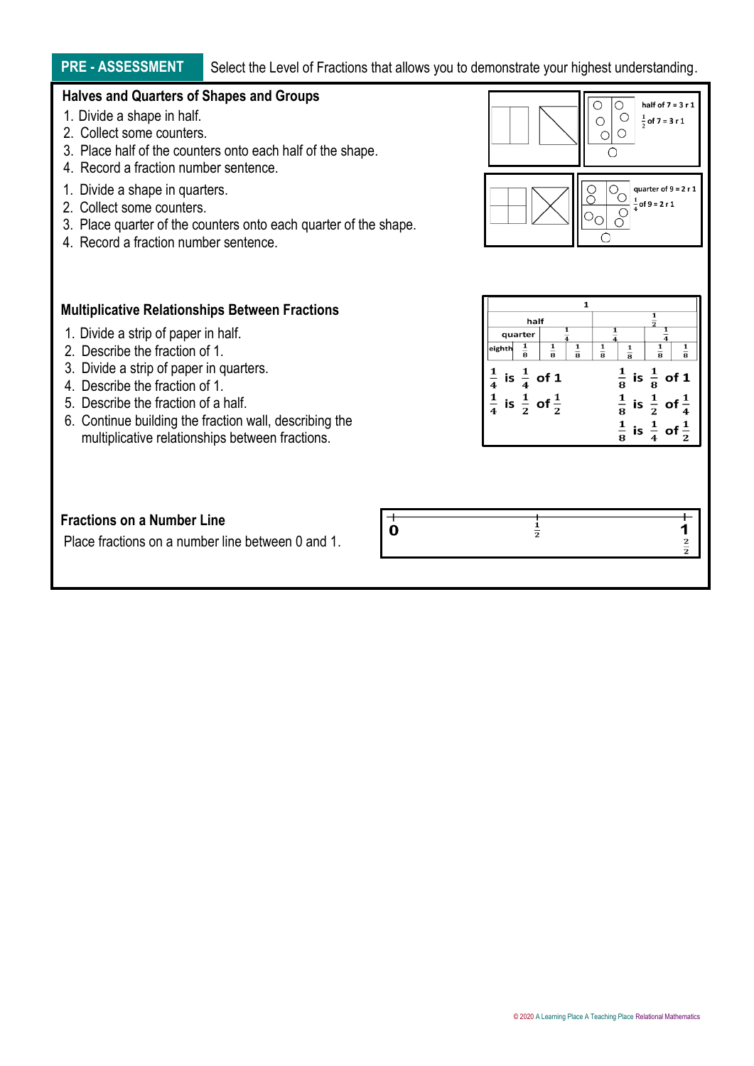**PRE - ASSESSMENT** Select the Level of Fractions that allows you to demonstrate your highest understanding.

### Halves and Quarters of Shapes and Groups

1. Divide a shape in half.
2. Collect some counters.
3. Place half of the counters onto each half of the shape.
4. Record a fraction number sentence.

half of 7 = 3 r 1

$\frac{1}{2}$ of 7 = 3 r 1

1. Divide a shape in quarters.
2. Collect some counters.
3. Place quarter of the counters onto each quarter of the shape.
4. Record a fraction number sentence.

quarter of 9 = 2 r 1

$\frac{1}{4}$ of 9 = 2 r 1

### Multiplicative Relationships Between Fractions

1. Divide a strip of paper in half.
2. Describe the fraction of 1.
3. Divide a strip of paper in quarters.
4. Describe the fraction of 1.
5. Describe the fraction of a half.
6. Continue building the fraction wall, describing the multiplicative relationships between fractions.

| 1 | | | | | | | |
|---|---|---|---|---|---|---|---|
| half | | | | $\frac{1}{2}$ | | | |
| quarter | | $\frac{1}{4}$ | | $\frac{1}{4}$ | | $\frac{1}{4}$ | |
| eighth $\frac{1}{8}$ | $\frac{1}{8}$ | $\frac{1}{8}$ | $\frac{1}{8}$ | $\frac{1}{8}$ | $\frac{1}{8}$ | $\frac{1}{8}$ | $\frac{1}{8}$ |

$\frac{1}{4}$ is $\frac{1}{4}$ of 1

$\frac{1}{4}$ is $\frac{1}{2}$ of $\frac{1}{2}$

$\frac{1}{8}$ is $\frac{1}{8}$ of 1

$\frac{1}{8}$ is $\frac{1}{2}$ of $\frac{1}{4}$

$\frac{1}{8}$ is $\frac{1}{4}$ of $\frac{1}{2}$

### Fractions on a Number Line

Place fractions on a number line between 0 and 1.

0 — $\frac{1}{2}$ — 1 ($\frac{2}{2}$)

© 2020 A Learning Place A Teaching Place Relational Mathematics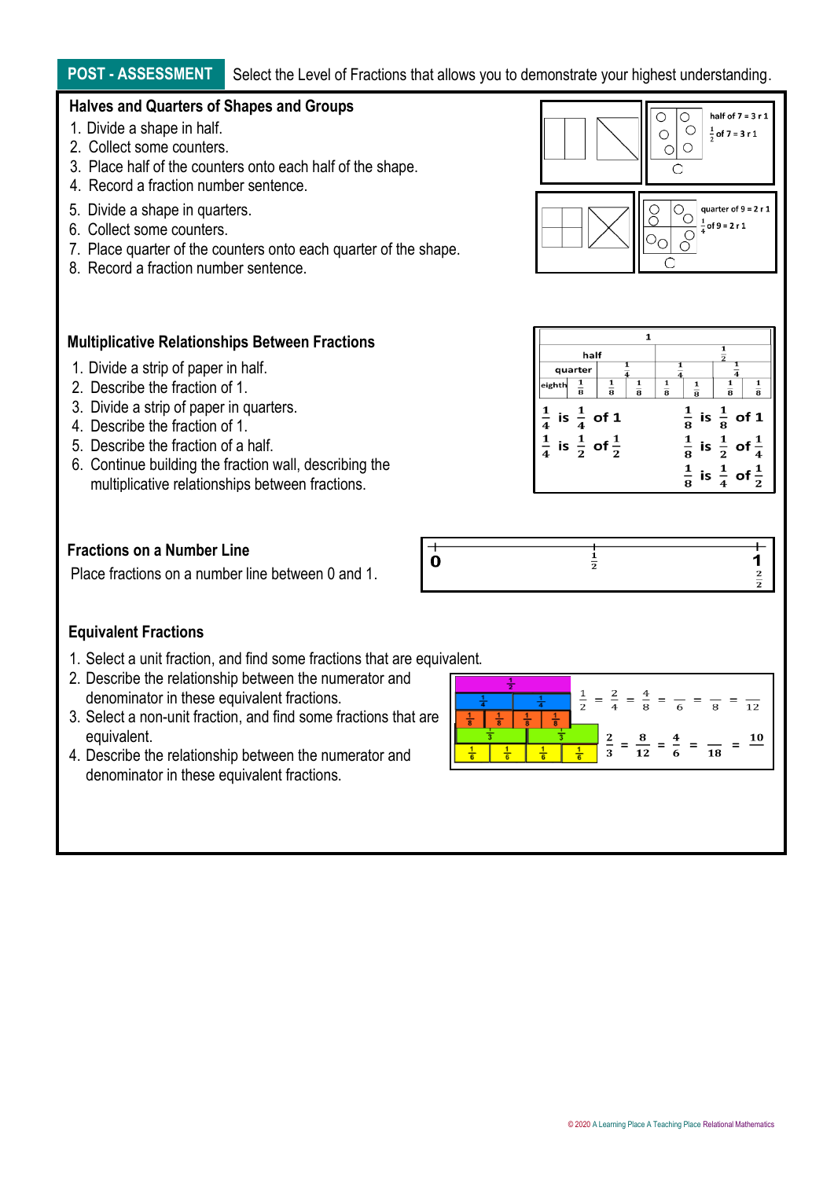**POST - ASSESSMENT** Select the Level of Fractions that allows you to demonstrate your highest understanding.

### Halves and Quarters of Shapes and Groups

1. Divide a shape in half.
2. Collect some counters.
3. Place half of the counters onto each half of the shape.
4. Record a fraction number sentence.
5. Divide a shape in quarters.
6. Collect some counters.
7. Place quarter of the counters onto each quarter of the shape.
8. Record a fraction number sentence.

half of 7 = 3 r 1

$\frac{1}{2}$ of 7 = 3 r 1

quarter of 9 = 2 r 1

$\frac{1}{4}$ of 9 = 2 r 1

### Multiplicative Relationships Between Fractions

1. Divide a strip of paper in half.
2. Describe the fraction of 1.
3. Divide a strip of paper in quarters.
4. Describe the fraction of 1.
5. Describe the fraction of a half.
6. Continue building the fraction wall, describing the multiplicative relationships between fractions.

1

half $\frac{1}{2}$

quarter $\frac{1}{4}$ $\frac{1}{4}$ $\frac{1}{4}$

eighth $\frac{1}{8}$ $\frac{1}{8}$ $\frac{1}{8}$ $\frac{1}{8}$ $\frac{1}{8}$ $\frac{1}{8}$ $\frac{1}{8}$

$\frac{1}{4}$ is $\frac{1}{4}$ of 1

$\frac{1}{4}$ is $\frac{1}{2}$ of $\frac{1}{2}$

$\frac{1}{8}$ is $\frac{1}{8}$ of 1

$\frac{1}{8}$ is $\frac{1}{2}$ of $\frac{1}{4}$

$\frac{1}{8}$ is $\frac{1}{4}$ of $\frac{1}{2}$

### Fractions on a Number Line

Place fractions on a number line between 0 and 1.

0 $\frac{1}{2}$ 1 $\frac{2}{2}$

### Equivalent Fractions

1. Select a unit fraction, and find some fractions that are equivalent.
2. Describe the relationship between the numerator and denominator in these equivalent fractions.
3. Select a non-unit fraction, and find some fractions that are equivalent.
4. Describe the relationship between the numerator and denominator in these equivalent fractions.

$\frac{1}{2}$

$\frac{1}{4}$ $\frac{1}{4}$

$\frac{1}{8}$ $\frac{1}{8}$ $\frac{1}{8}$ $\frac{1}{8}$

$\frac{1}{3}$ $\frac{1}{3}$

$\frac{1}{6}$ $\frac{1}{6}$ $\frac{1}{6}$ $\frac{1}{6}$

$\frac{1}{2} = \frac{2}{4} = \frac{4}{8} = \frac{\phantom{0}}{6} = \frac{\phantom{0}}{8} = \frac{\phantom{0}}{12}$

$\frac{2}{3} = \frac{8}{12} = \frac{4}{6} = \frac{\phantom{0}}{18} = \frac{10}{\phantom{0}}$

© 2020 A Learning Place A Teaching Place Relational Mathematics